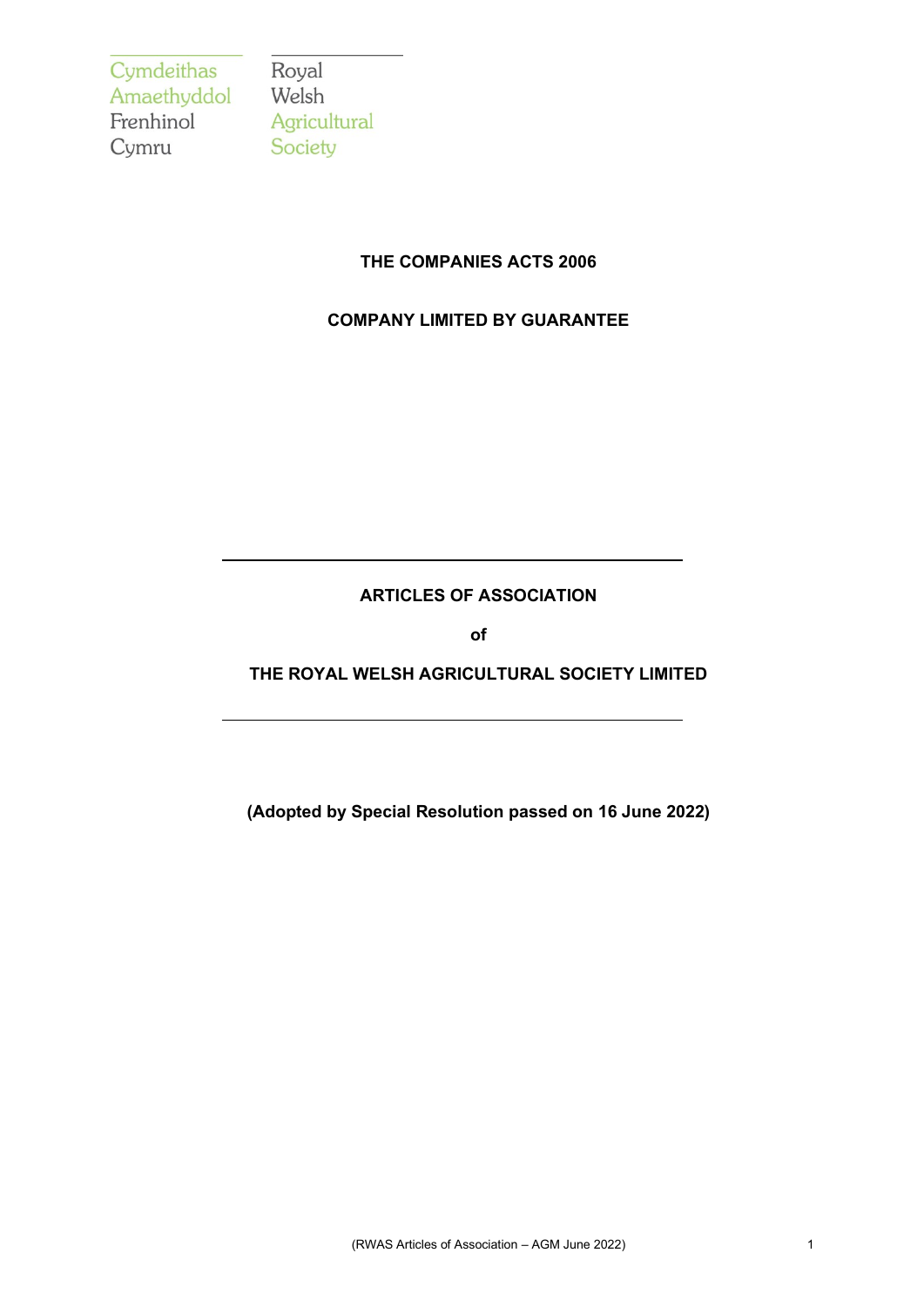Cymdeithas Amaethyddol Frenhinol Cymru

Royal Welsh Agricultural Society

**THE COMPANIES ACTS 2006**

**COMPANY LIMITED BY GUARANTEE**

---

# ARTICLES OF ASSOCIATION

**of**

# THE ROYAL WELSH AGRICULTURAL SOCIETY LIMITED

---

**(Adopted by Special Resolution passed on 16 June 2022)**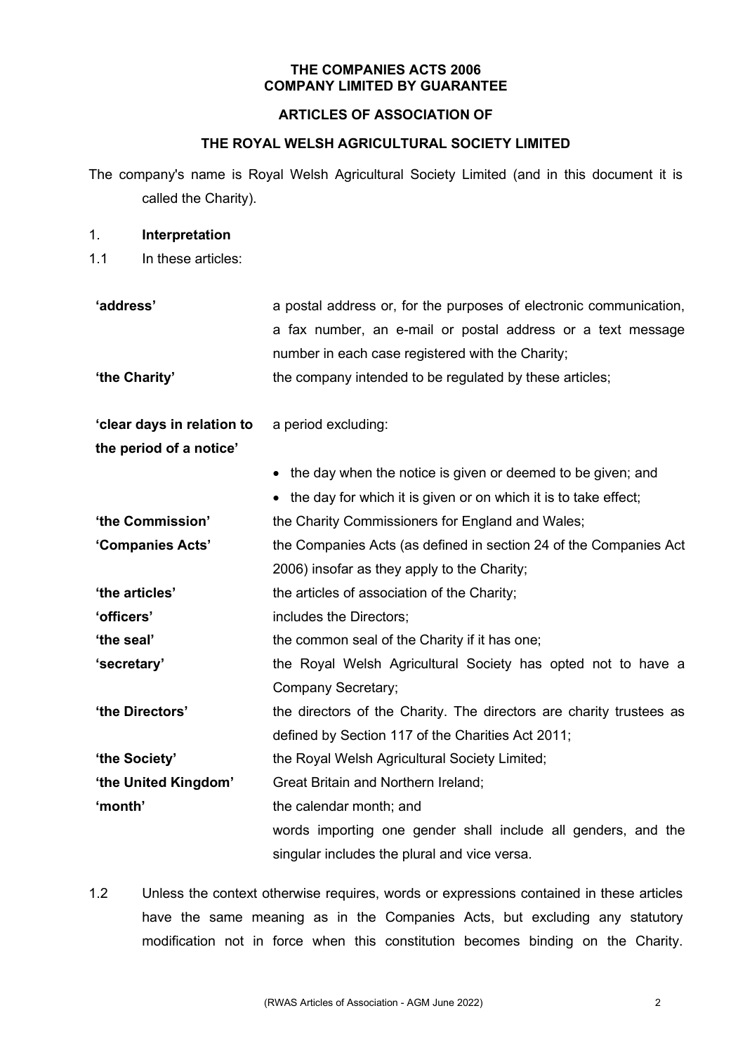**THE COMPANIES ACTS 2006**
**COMPANY LIMITED BY GUARANTEE**

**ARTICLES OF ASSOCIATION OF**

**THE ROYAL WELSH AGRICULTURAL SOCIETY LIMITED**

The company's name is Royal Welsh Agricultural Society Limited (and in this document it is called the Charity).

1. **Interpretation**

1.1 In these articles:

| | |
|---|---|
| **'address'** | a postal address or, for the purposes of electronic communication, a fax number, an e-mail or postal address or a text message number in each case registered with the Charity; |
| **'the Charity'** | the company intended to be regulated by these articles; |
| **'clear days in relation to the period of a notice'** | a period excluding:<br>• the day when the notice is given or deemed to be given; and<br>• the day for which it is given or on which it is to take effect; |
| **'the Commission'** | the Charity Commissioners for England and Wales; |
| **'Companies Acts'** | the Companies Acts (as defined in section 24 of the Companies Act 2006) insofar as they apply to the Charity; |
| **'the articles'** | the articles of association of the Charity; |
| **'officers'** | includes the Directors; |
| **'the seal'** | the common seal of the Charity if it has one; |
| **'secretary'** | the Royal Welsh Agricultural Society has opted not to have a Company Secretary; |
| **'the Directors'** | the directors of the Charity. The directors are charity trustees as defined by Section 117 of the Charities Act 2011; |
| **'the Society'** | the Royal Welsh Agricultural Society Limited; |
| **'the United Kingdom'** | Great Britain and Northern Ireland; |
| **'month'** | the calendar month; and |
| | words importing one gender shall include all genders, and the singular includes the plural and vice versa. |

1.2 Unless the context otherwise requires, words or expressions contained in these articles have the same meaning as in the Companies Acts, but excluding any statutory modification not in force when this constitution becomes binding on the Charity.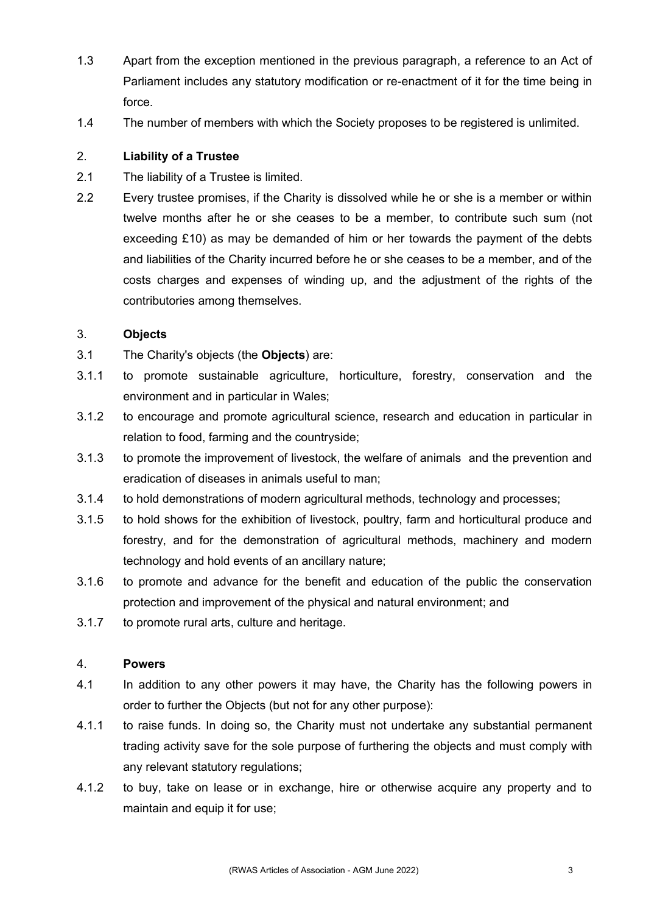1.3 Apart from the exception mentioned in the previous paragraph, a reference to an Act of Parliament includes any statutory modification or re-enactment of it for the time being in force.

1.4 The number of members with which the Society proposes to be registered is unlimited.

## 2. Liability of a Trustee

2.1 The liability of a Trustee is limited.

2.2 Every trustee promises, if the Charity is dissolved while he or she is a member or within twelve months after he or she ceases to be a member, to contribute such sum (not exceeding £10) as may be demanded of him or her towards the payment of the debts and liabilities of the Charity incurred before he or she ceases to be a member, and of the costs charges and expenses of winding up, and the adjustment of the rights of the contributories among themselves.

## 3. Objects

3.1 The Charity's objects (the **Objects**) are:

3.1.1 to promote sustainable agriculture, horticulture, forestry, conservation and the environment and in particular in Wales;

3.1.2 to encourage and promote agricultural science, research and education in particular in relation to food, farming and the countryside;

3.1.3 to promote the improvement of livestock, the welfare of animals and the prevention and eradication of diseases in animals useful to man;

3.1.4 to hold demonstrations of modern agricultural methods, technology and processes;

3.1.5 to hold shows for the exhibition of livestock, poultry, farm and horticultural produce and forestry, and for the demonstration of agricultural methods, machinery and modern technology and hold events of an ancillary nature;

3.1.6 to promote and advance for the benefit and education of the public the conservation protection and improvement of the physical and natural environment; and

3.1.7 to promote rural arts, culture and heritage.

## 4. Powers

4.1 In addition to any other powers it may have, the Charity has the following powers in order to further the Objects (but not for any other purpose):

4.1.1 to raise funds. In doing so, the Charity must not undertake any substantial permanent trading activity save for the sole purpose of furthering the objects and must comply with any relevant statutory regulations;

4.1.2 to buy, take on lease or in exchange, hire or otherwise acquire any property and to maintain and equip it for use;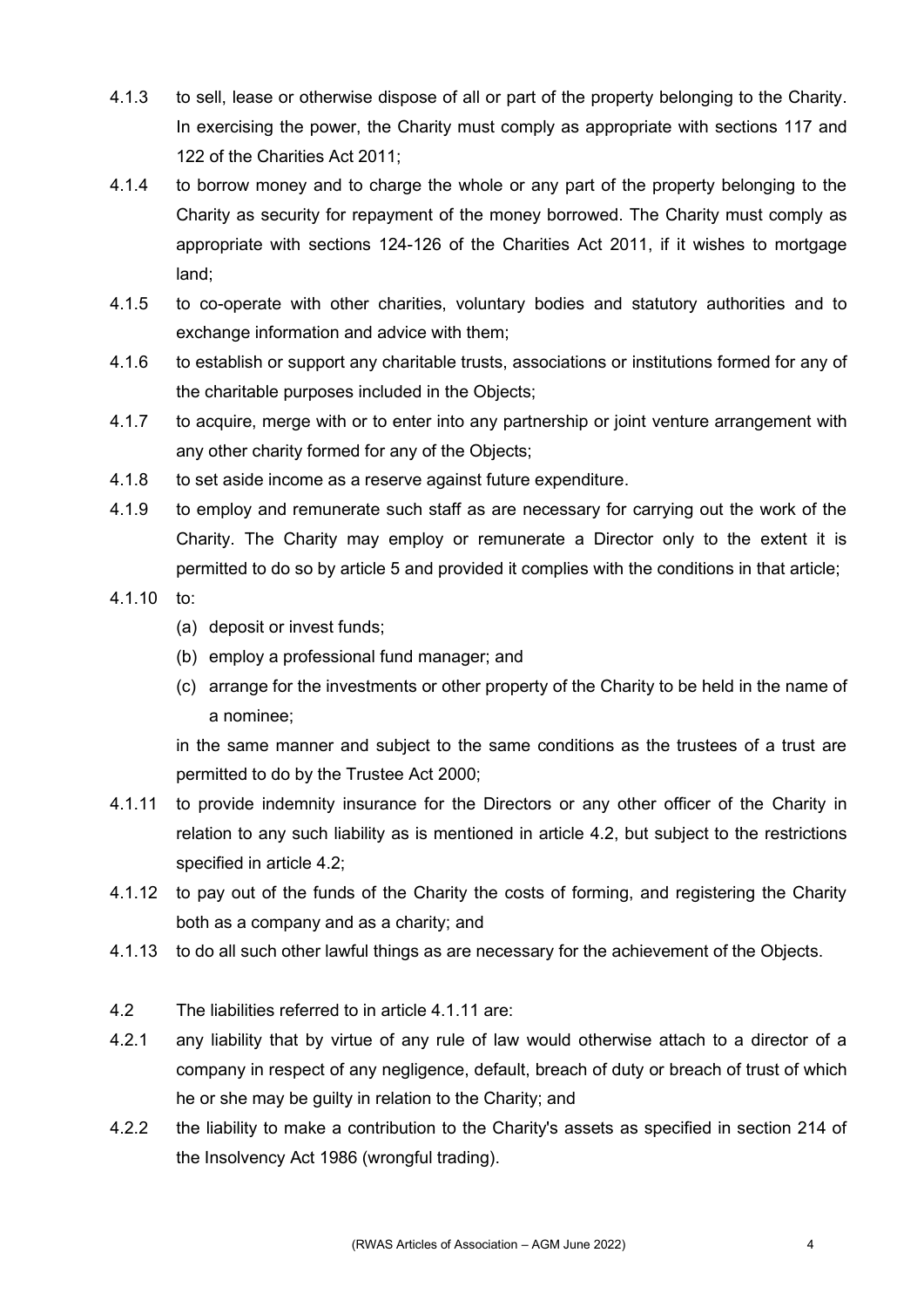4.1.3 to sell, lease or otherwise dispose of all or part of the property belonging to the Charity. In exercising the power, the Charity must comply as appropriate with sections 117 and 122 of the Charities Act 2011;

4.1.4 to borrow money and to charge the whole or any part of the property belonging to the Charity as security for repayment of the money borrowed. The Charity must comply as appropriate with sections 124-126 of the Charities Act 2011, if it wishes to mortgage land;

4.1.5 to co-operate with other charities, voluntary bodies and statutory authorities and to exchange information and advice with them;

4.1.6 to establish or support any charitable trusts, associations or institutions formed for any of the charitable purposes included in the Objects;

4.1.7 to acquire, merge with or to enter into any partnership or joint venture arrangement with any other charity formed for any of the Objects;

4.1.8 to set aside income as a reserve against future expenditure.

4.1.9 to employ and remunerate such staff as are necessary for carrying out the work of the Charity. The Charity may employ or remunerate a Director only to the extent it is permitted to do so by article 5 and provided it complies with the conditions in that article;

4.1.10 to:

(a) deposit or invest funds;

(b) employ a professional fund manager; and

(c) arrange for the investments or other property of the Charity to be held in the name of a nominee;

in the same manner and subject to the same conditions as the trustees of a trust are permitted to do by the Trustee Act 2000;

4.1.11 to provide indemnity insurance for the Directors or any other officer of the Charity in relation to any such liability as is mentioned in article 4.2, but subject to the restrictions specified in article 4.2;

4.1.12 to pay out of the funds of the Charity the costs of forming, and registering the Charity both as a company and as a charity; and

4.1.13 to do all such other lawful things as are necessary for the achievement of the Objects.

4.2 The liabilities referred to in article 4.1.11 are:

4.2.1 any liability that by virtue of any rule of law would otherwise attach to a director of a company in respect of any negligence, default, breach of duty or breach of trust of which he or she may be guilty in relation to the Charity; and

4.2.2 the liability to make a contribution to the Charity's assets as specified in section 214 of the Insolvency Act 1986 (wrongful trading).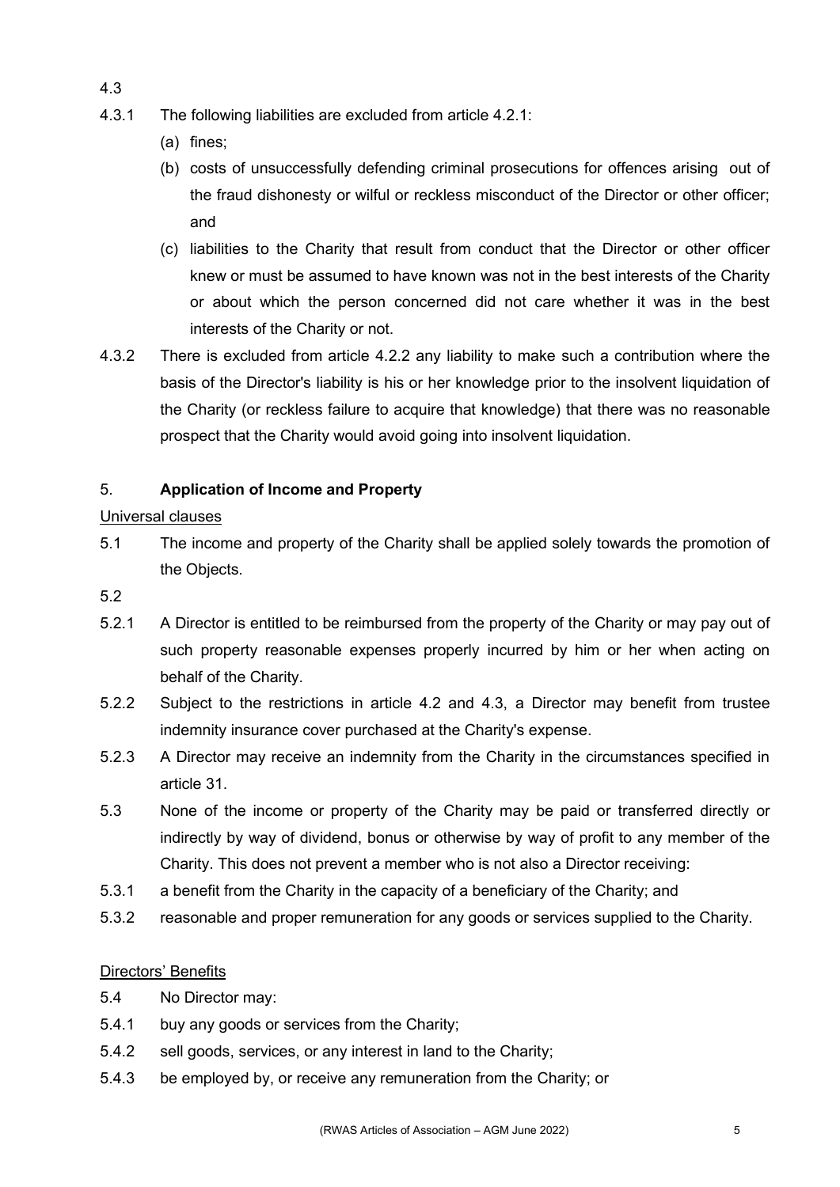4.3

4.3.1 The following liabilities are excluded from article 4.2.1:

(a) fines;

(b) costs of unsuccessfully defending criminal prosecutions for offences arising out of the fraud dishonesty or wilful or reckless misconduct of the Director or other officer; and

(c) liabilities to the Charity that result from conduct that the Director or other officer knew or must be assumed to have known was not in the best interests of the Charity or about which the person concerned did not care whether it was in the best interests of the Charity or not.

4.3.2 There is excluded from article 4.2.2 any liability to make such a contribution where the basis of the Director's liability is his or her knowledge prior to the insolvent liquidation of the Charity (or reckless failure to acquire that knowledge) that there was no reasonable prospect that the Charity would avoid going into insolvent liquidation.

## 5. **Application of Income and Property**

Universal clauses

5.1 The income and property of the Charity shall be applied solely towards the promotion of the Objects.

5.2

5.2.1 A Director is entitled to be reimbursed from the property of the Charity or may pay out of such property reasonable expenses properly incurred by him or her when acting on behalf of the Charity.

5.2.2 Subject to the restrictions in article 4.2 and 4.3, a Director may benefit from trustee indemnity insurance cover purchased at the Charity's expense.

5.2.3 A Director may receive an indemnity from the Charity in the circumstances specified in article 31.

5.3 None of the income or property of the Charity may be paid or transferred directly or indirectly by way of dividend, bonus or otherwise by way of profit to any member of the Charity. This does not prevent a member who is not also a Director receiving:

5.3.1 a benefit from the Charity in the capacity of a beneficiary of the Charity; and

5.3.2 reasonable and proper remuneration for any goods or services supplied to the Charity.

Directors' Benefits

5.4 No Director may:

5.4.1 buy any goods or services from the Charity;

5.4.2 sell goods, services, or any interest in land to the Charity;

5.4.3 be employed by, or receive any remuneration from the Charity; or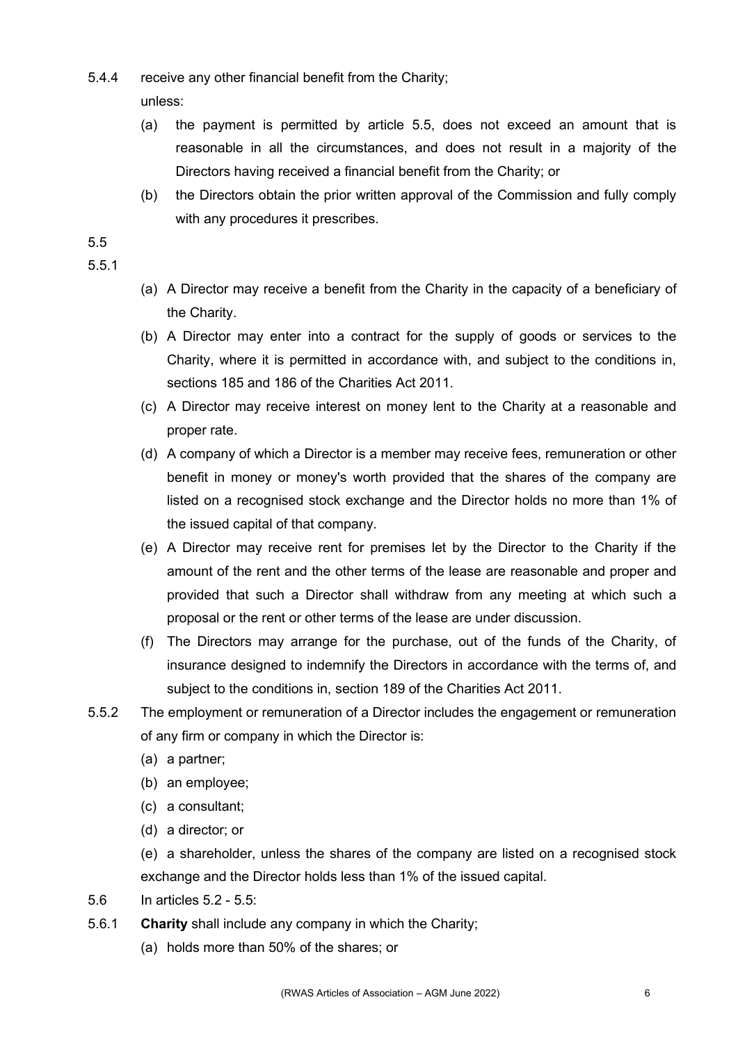5.4.4 receive any other financial benefit from the Charity;

unless:

(a) the payment is permitted by article 5.5, does not exceed an amount that is reasonable in all the circumstances, and does not result in a majority of the Directors having received a financial benefit from the Charity; or

(b) the Directors obtain the prior written approval of the Commission and fully comply with any procedures it prescribes.

5.5

5.5.1

(a) A Director may receive a benefit from the Charity in the capacity of a beneficiary of the Charity.

(b) A Director may enter into a contract for the supply of goods or services to the Charity, where it is permitted in accordance with, and subject to the conditions in, sections 185 and 186 of the Charities Act 2011.

(c) A Director may receive interest on money lent to the Charity at a reasonable and proper rate.

(d) A company of which a Director is a member may receive fees, remuneration or other benefit in money or money's worth provided that the shares of the company are listed on a recognised stock exchange and the Director holds no more than 1% of the issued capital of that company.

(e) A Director may receive rent for premises let by the Director to the Charity if the amount of the rent and the other terms of the lease are reasonable and proper and provided that such a Director shall withdraw from any meeting at which such a proposal or the rent or other terms of the lease are under discussion.

(f) The Directors may arrange for the purchase, out of the funds of the Charity, of insurance designed to indemnify the Directors in accordance with the terms of, and subject to the conditions in, section 189 of the Charities Act 2011.

5.5.2 The employment or remuneration of a Director includes the engagement or remuneration of any firm or company in which the Director is:

(a) a partner;

(b) an employee;

(c) a consultant;

(d) a director; or

(e) a shareholder, unless the shares of the company are listed on a recognised stock exchange and the Director holds less than 1% of the issued capital.

5.6 In articles 5.2 - 5.5:

5.6.1 **Charity** shall include any company in which the Charity;

(a) holds more than 50% of the shares; or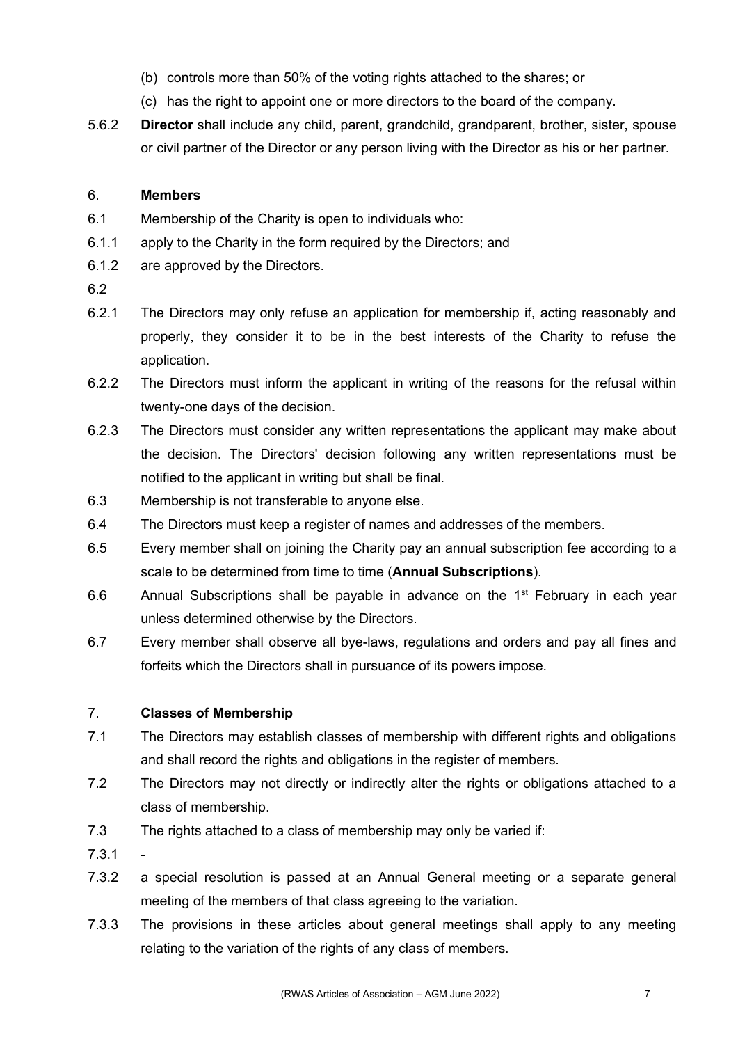(b) controls more than 50% of the voting rights attached to the shares; or

(c) has the right to appoint one or more directors to the board of the company.

5.6.2 **Director** shall include any child, parent, grandchild, grandparent, brother, sister, spouse or civil partner of the Director or any person living with the Director as his or her partner.

6. **Members**

6.1 Membership of the Charity is open to individuals who:

6.1.1 apply to the Charity in the form required by the Directors; and

6.1.2 are approved by the Directors.

6.2

6.2.1 The Directors may only refuse an application for membership if, acting reasonably and properly, they consider it to be in the best interests of the Charity to refuse the application.

6.2.2 The Directors must inform the applicant in writing of the reasons for the refusal within twenty-one days of the decision.

6.2.3 The Directors must consider any written representations the applicant may make about the decision. The Directors' decision following any written representations must be notified to the applicant in writing but shall be final.

6.3 Membership is not transferable to anyone else.

6.4 The Directors must keep a register of names and addresses of the members.

6.5 Every member shall on joining the Charity pay an annual subscription fee according to a scale to be determined from time to time (**Annual Subscriptions**).

6.6 Annual Subscriptions shall be payable in advance on the 1st February in each year unless determined otherwise by the Directors.

6.7 Every member shall observe all bye-laws, regulations and orders and pay all fines and forfeits which the Directors shall in pursuance of its powers impose.

7. **Classes of Membership**

7.1 The Directors may establish classes of membership with different rights and obligations and shall record the rights and obligations in the register of members.

7.2 The Directors may not directly or indirectly alter the rights or obligations attached to a class of membership.

7.3 The rights attached to a class of membership may only be varied if:

7.3.1 -

7.3.2 a special resolution is passed at an Annual General meeting or a separate general meeting of the members of that class agreeing to the variation.

7.3.3 The provisions in these articles about general meetings shall apply to any meeting relating to the variation of the rights of any class of members.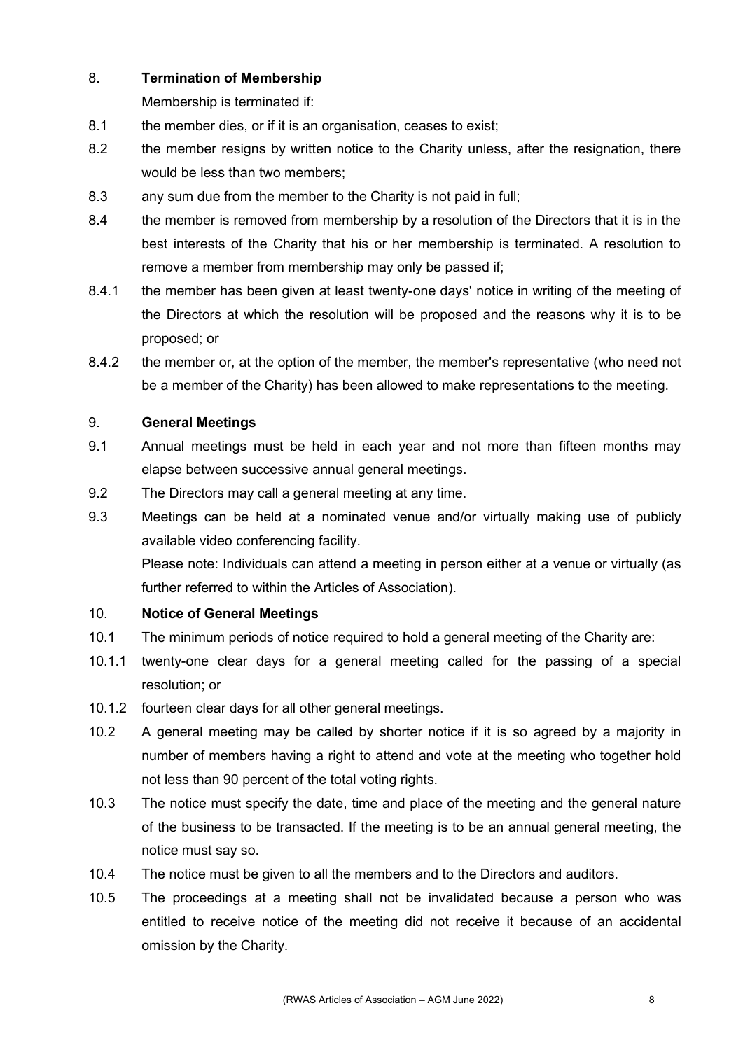## 8. Termination of Membership

Membership is terminated if:

8.1 the member dies, or if it is an organisation, ceases to exist;

8.2 the member resigns by written notice to the Charity unless, after the resignation, there would be less than two members;

8.3 any sum due from the member to the Charity is not paid in full;

8.4 the member is removed from membership by a resolution of the Directors that it is in the best interests of the Charity that his or her membership is terminated. A resolution to remove a member from membership may only be passed if;

8.4.1 the member has been given at least twenty-one days' notice in writing of the meeting of the Directors at which the resolution will be proposed and the reasons why it is to be proposed; or

8.4.2 the member or, at the option of the member, the member's representative (who need not be a member of the Charity) has been allowed to make representations to the meeting.

## 9. General Meetings

9.1 Annual meetings must be held in each year and not more than fifteen months may elapse between successive annual general meetings.

9.2 The Directors may call a general meeting at any time.

9.3 Meetings can be held at a nominated venue and/or virtually making use of publicly available video conferencing facility.

Please note: Individuals can attend a meeting in person either at a venue or virtually (as further referred to within the Articles of Association).

## 10. Notice of General Meetings

10.1 The minimum periods of notice required to hold a general meeting of the Charity are:

10.1.1 twenty-one clear days for a general meeting called for the passing of a special resolution; or

10.1.2 fourteen clear days for all other general meetings.

10.2 A general meeting may be called by shorter notice if it is so agreed by a majority in number of members having a right to attend and vote at the meeting who together hold not less than 90 percent of the total voting rights.

10.3 The notice must specify the date, time and place of the meeting and the general nature of the business to be transacted. If the meeting is to be an annual general meeting, the notice must say so.

10.4 The notice must be given to all the members and to the Directors and auditors.

10.5 The proceedings at a meeting shall not be invalidated because a person who was entitled to receive notice of the meeting did not receive it because of an accidental omission by the Charity.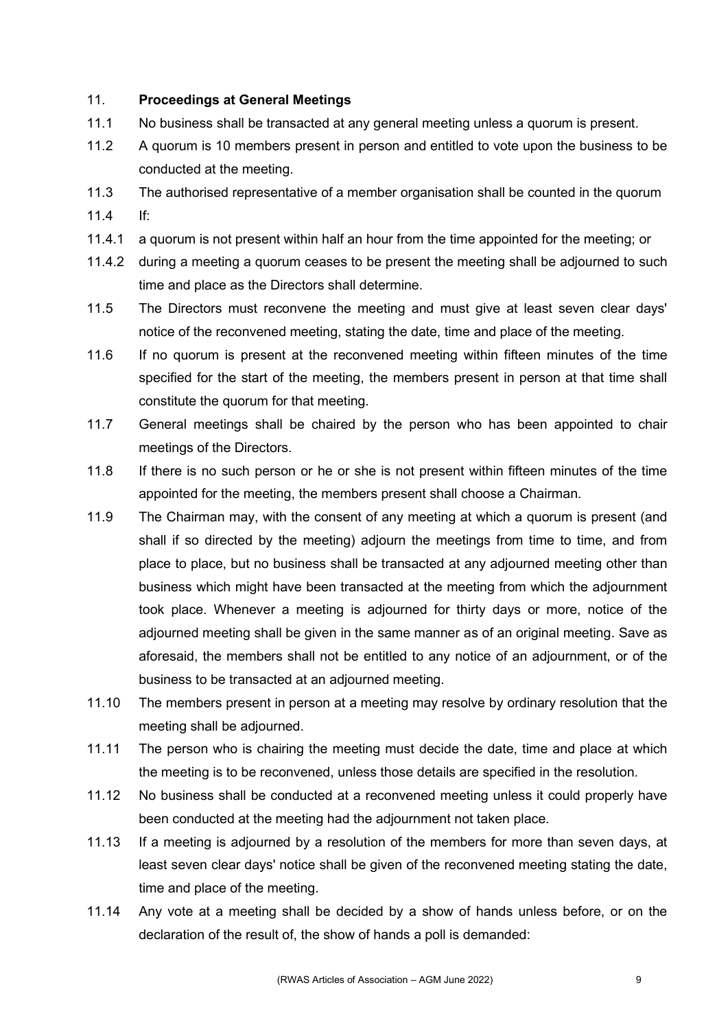## 11. **Proceedings at General Meetings**

11.1 No business shall be transacted at any general meeting unless a quorum is present.

11.2 A quorum is 10 members present in person and entitled to vote upon the business to be conducted at the meeting.

11.3 The authorised representative of a member organisation shall be counted in the quorum

11.4 If:

11.4.1 a quorum is not present within half an hour from the time appointed for the meeting; or

11.4.2 during a meeting a quorum ceases to be present the meeting shall be adjourned to such time and place as the Directors shall determine.

11.5 The Directors must reconvene the meeting and must give at least seven clear days' notice of the reconvened meeting, stating the date, time and place of the meeting.

11.6 If no quorum is present at the reconvened meeting within fifteen minutes of the time specified for the start of the meeting, the members present in person at that time shall constitute the quorum for that meeting.

11.7 General meetings shall be chaired by the person who has been appointed to chair meetings of the Directors.

11.8 If there is no such person or he or she is not present within fifteen minutes of the time appointed for the meeting, the members present shall choose a Chairman.

11.9 The Chairman may, with the consent of any meeting at which a quorum is present (and shall if so directed by the meeting) adjourn the meetings from time to time, and from place to place, but no business shall be transacted at any adjourned meeting other than business which might have been transacted at the meeting from which the adjournment took place. Whenever a meeting is adjourned for thirty days or more, notice of the adjourned meeting shall be given in the same manner as of an original meeting. Save as aforesaid, the members shall not be entitled to any notice of an adjournment, or of the business to be transacted at an adjourned meeting.

11.10 The members present in person at a meeting may resolve by ordinary resolution that the meeting shall be adjourned.

11.11 The person who is chairing the meeting must decide the date, time and place at which the meeting is to be reconvened, unless those details are specified in the resolution.

11.12 No business shall be conducted at a reconvened meeting unless it could properly have been conducted at the meeting had the adjournment not taken place.

11.13 If a meeting is adjourned by a resolution of the members for more than seven days, at least seven clear days' notice shall be given of the reconvened meeting stating the date, time and place of the meeting.

11.14 Any vote at a meeting shall be decided by a show of hands unless before, or on the declaration of the result of, the show of hands a poll is demanded: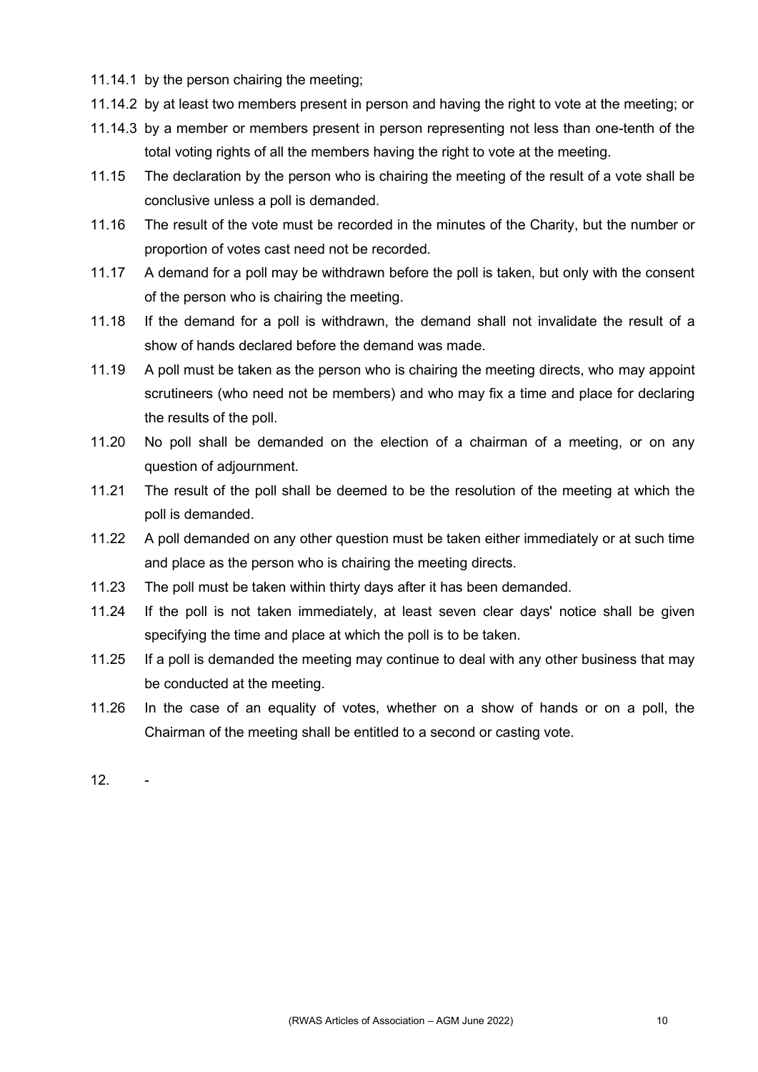11.14.1 by the person chairing the meeting;

11.14.2 by at least two members present in person and having the right to vote at the meeting; or

11.14.3 by a member or members present in person representing not less than one-tenth of the total voting rights of all the members having the right to vote at the meeting.

11.15 The declaration by the person who is chairing the meeting of the result of a vote shall be conclusive unless a poll is demanded.

11.16 The result of the vote must be recorded in the minutes of the Charity, but the number or proportion of votes cast need not be recorded.

11.17 A demand for a poll may be withdrawn before the poll is taken, but only with the consent of the person who is chairing the meeting.

11.18 If the demand for a poll is withdrawn, the demand shall not invalidate the result of a show of hands declared before the demand was made.

11.19 A poll must be taken as the person who is chairing the meeting directs, who may appoint scrutineers (who need not be members) and who may fix a time and place for declaring the results of the poll.

11.20 No poll shall be demanded on the election of a chairman of a meeting, or on any question of adjournment.

11.21 The result of the poll shall be deemed to be the resolution of the meeting at which the poll is demanded.

11.22 A poll demanded on any other question must be taken either immediately or at such time and place as the person who is chairing the meeting directs.

11.23 The poll must be taken within thirty days after it has been demanded.

11.24 If the poll is not taken immediately, at least seven clear days' notice shall be given specifying the time and place at which the poll is to be taken.

11.25 If a poll is demanded the meeting may continue to deal with any other business that may be conducted at the meeting.

11.26 In the case of an equality of votes, whether on a show of hands or on a poll, the Chairman of the meeting shall be entitled to a second or casting vote.

12. -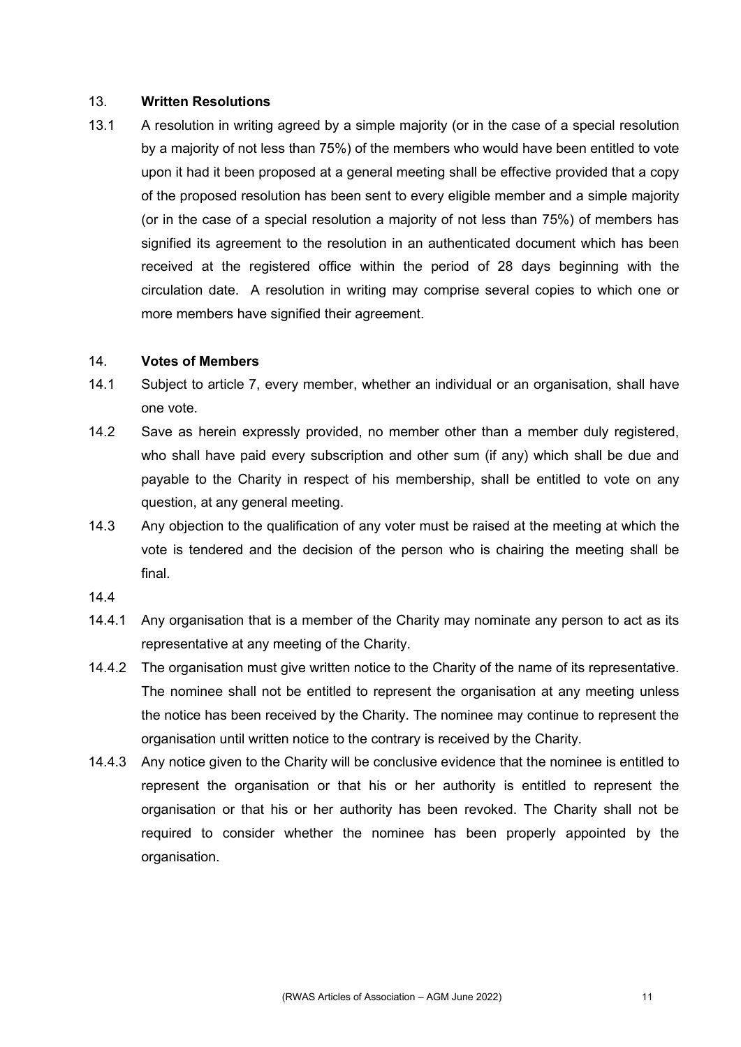## 13. Written Resolutions

13.1 A resolution in writing agreed by a simple majority (or in the case of a special resolution by a majority of not less than 75%) of the members who would have been entitled to vote upon it had it been proposed at a general meeting shall be effective provided that a copy of the proposed resolution has been sent to every eligible member and a simple majority (or in the case of a special resolution a majority of not less than 75%) of members has signified its agreement to the resolution in an authenticated document which has been received at the registered office within the period of 28 days beginning with the circulation date. A resolution in writing may comprise several copies to which one or more members have signified their agreement.

## 14. Votes of Members

14.1 Subject to article 7, every member, whether an individual or an organisation, shall have one vote.

14.2 Save as herein expressly provided, no member other than a member duly registered, who shall have paid every subscription and other sum (if any) which shall be due and payable to the Charity in respect of his membership, shall be entitled to vote on any question, at any general meeting.

14.3 Any objection to the qualification of any voter must be raised at the meeting at which the vote is tendered and the decision of the person who is chairing the meeting shall be final.

14.4

14.4.1 Any organisation that is a member of the Charity may nominate any person to act as its representative at any meeting of the Charity.

14.4.2 The organisation must give written notice to the Charity of the name of its representative. The nominee shall not be entitled to represent the organisation at any meeting unless the notice has been received by the Charity. The nominee may continue to represent the organisation until written notice to the contrary is received by the Charity.

14.4.3 Any notice given to the Charity will be conclusive evidence that the nominee is entitled to represent the organisation or that his or her authority is entitled to represent the organisation or that his or her authority has been revoked. The Charity shall not be required to consider whether the nominee has been properly appointed by the organisation.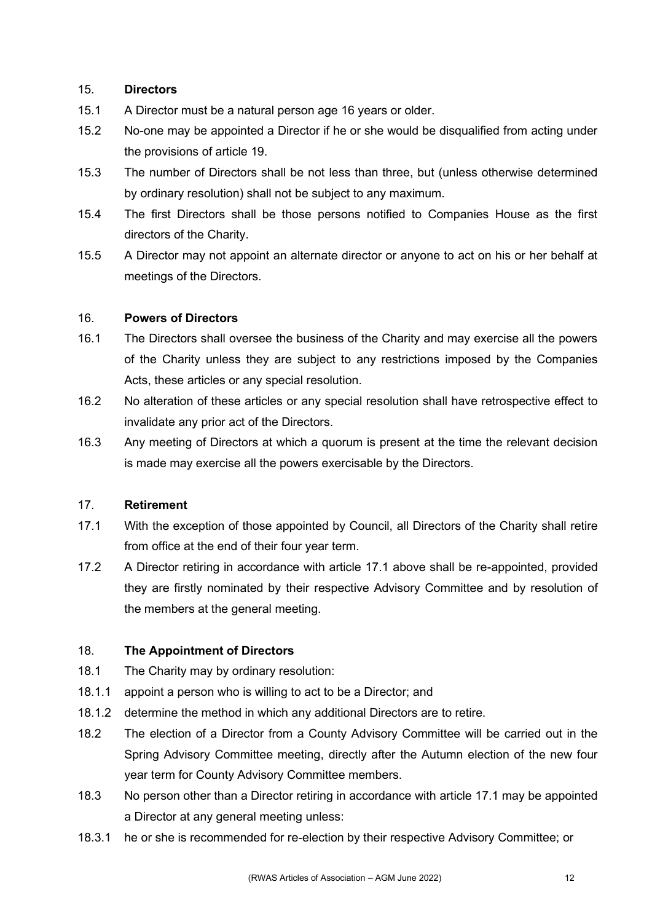## 15. Directors

15.1 A Director must be a natural person age 16 years or older.

15.2 No-one may be appointed a Director if he or she would be disqualified from acting under the provisions of article 19.

15.3 The number of Directors shall be not less than three, but (unless otherwise determined by ordinary resolution) shall not be subject to any maximum.

15.4 The first Directors shall be those persons notified to Companies House as the first directors of the Charity.

15.5 A Director may not appoint an alternate director or anyone to act on his or her behalf at meetings of the Directors.

## 16. Powers of Directors

16.1 The Directors shall oversee the business of the Charity and may exercise all the powers of the Charity unless they are subject to any restrictions imposed by the Companies Acts, these articles or any special resolution.

16.2 No alteration of these articles or any special resolution shall have retrospective effect to invalidate any prior act of the Directors.

16.3 Any meeting of Directors at which a quorum is present at the time the relevant decision is made may exercise all the powers exercisable by the Directors.

## 17. Retirement

17.1 With the exception of those appointed by Council, all Directors of the Charity shall retire from office at the end of their four year term.

17.2 A Director retiring in accordance with article 17.1 above shall be re-appointed, provided they are firstly nominated by their respective Advisory Committee and by resolution of the members at the general meeting.

## 18. The Appointment of Directors

18.1 The Charity may by ordinary resolution:

18.1.1 appoint a person who is willing to act to be a Director; and

18.1.2 determine the method in which any additional Directors are to retire.

18.2 The election of a Director from a County Advisory Committee will be carried out in the Spring Advisory Committee meeting, directly after the Autumn election of the new four year term for County Advisory Committee members.

18.3 No person other than a Director retiring in accordance with article 17.1 may be appointed a Director at any general meeting unless:

18.3.1 he or she is recommended for re-election by their respective Advisory Committee; or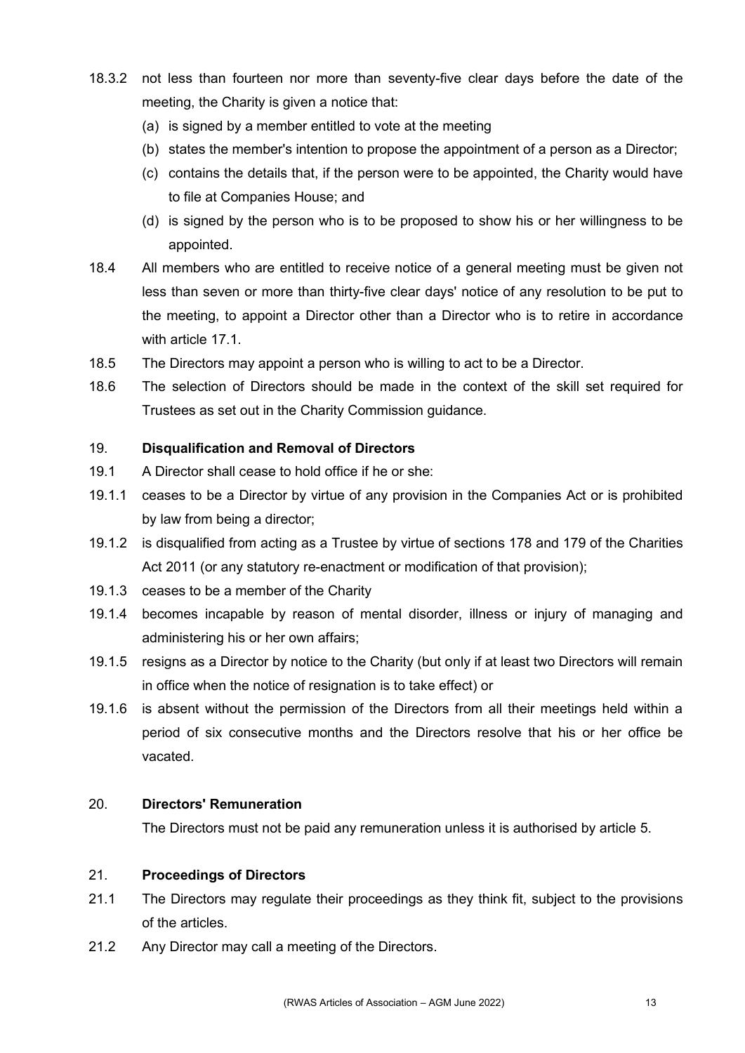18.3.2 not less than fourteen nor more than seventy-five clear days before the date of the meeting, the Charity is given a notice that:

(a) is signed by a member entitled to vote at the meeting

(b) states the member's intention to propose the appointment of a person as a Director;

(c) contains the details that, if the person were to be appointed, the Charity would have to file at Companies House; and

(d) is signed by the person who is to be proposed to show his or her willingness to be appointed.

18.4 All members who are entitled to receive notice of a general meeting must be given not less than seven or more than thirty-five clear days' notice of any resolution to be put to the meeting, to appoint a Director other than a Director who is to retire in accordance with article 17.1.

18.5 The Directors may appoint a person who is willing to act to be a Director.

18.6 The selection of Directors should be made in the context of the skill set required for Trustees as set out in the Charity Commission guidance.

## 19. Disqualification and Removal of Directors

19.1 A Director shall cease to hold office if he or she:

19.1.1 ceases to be a Director by virtue of any provision in the Companies Act or is prohibited by law from being a director;

19.1.2 is disqualified from acting as a Trustee by virtue of sections 178 and 179 of the Charities Act 2011 (or any statutory re-enactment or modification of that provision);

19.1.3 ceases to be a member of the Charity

19.1.4 becomes incapable by reason of mental disorder, illness or injury of managing and administering his or her own affairs;

19.1.5 resigns as a Director by notice to the Charity (but only if at least two Directors will remain in office when the notice of resignation is to take effect) or

19.1.6 is absent without the permission of the Directors from all their meetings held within a period of six consecutive months and the Directors resolve that his or her office be vacated.

## 20. Directors' Remuneration

The Directors must not be paid any remuneration unless it is authorised by article 5.

## 21. Proceedings of Directors

21.1 The Directors may regulate their proceedings as they think fit, subject to the provisions of the articles.

21.2 Any Director may call a meeting of the Directors.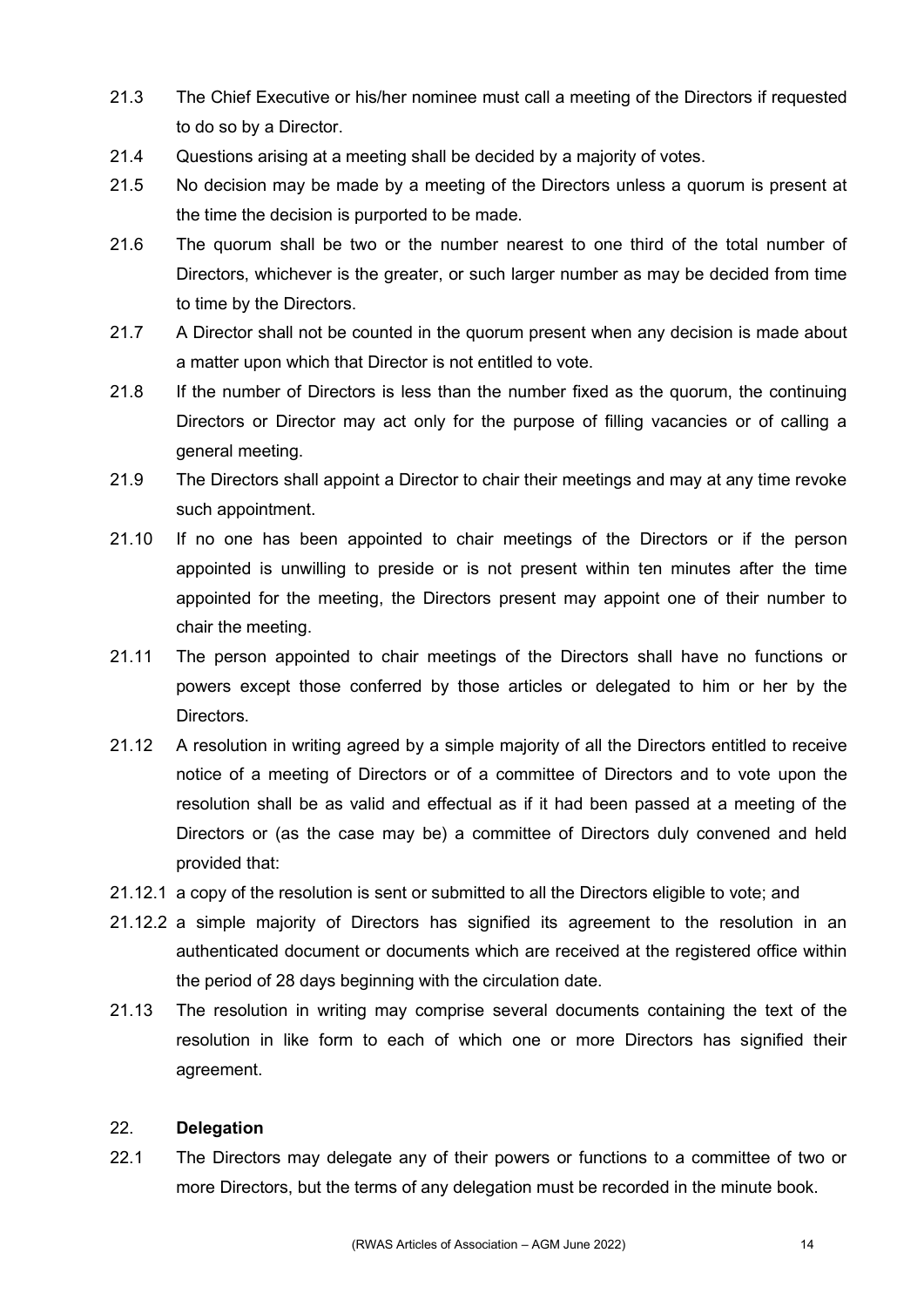21.3 The Chief Executive or his/her nominee must call a meeting of the Directors if requested to do so by a Director.

21.4 Questions arising at a meeting shall be decided by a majority of votes.

21.5 No decision may be made by a meeting of the Directors unless a quorum is present at the time the decision is purported to be made.

21.6 The quorum shall be two or the number nearest to one third of the total number of Directors, whichever is the greater, or such larger number as may be decided from time to time by the Directors.

21.7 A Director shall not be counted in the quorum present when any decision is made about a matter upon which that Director is not entitled to vote.

21.8 If the number of Directors is less than the number fixed as the quorum, the continuing Directors or Director may act only for the purpose of filling vacancies or of calling a general meeting.

21.9 The Directors shall appoint a Director to chair their meetings and may at any time revoke such appointment.

21.10 If no one has been appointed to chair meetings of the Directors or if the person appointed is unwilling to preside or is not present within ten minutes after the time appointed for the meeting, the Directors present may appoint one of their number to chair the meeting.

21.11 The person appointed to chair meetings of the Directors shall have no functions or powers except those conferred by those articles or delegated to him or her by the Directors.

21.12 A resolution in writing agreed by a simple majority of all the Directors entitled to receive notice of a meeting of Directors or of a committee of Directors and to vote upon the resolution shall be as valid and effectual as if it had been passed at a meeting of the Directors or (as the case may be) a committee of Directors duly convened and held provided that:

21.12.1 a copy of the resolution is sent or submitted to all the Directors eligible to vote; and

21.12.2 a simple majority of Directors has signified its agreement to the resolution in an authenticated document or documents which are received at the registered office within the period of 28 days beginning with the circulation date.

21.13 The resolution in writing may comprise several documents containing the text of the resolution in like form to each of which one or more Directors has signified their agreement.

## 22. **Delegation**

22.1 The Directors may delegate any of their powers or functions to a committee of two or more Directors, but the terms of any delegation must be recorded in the minute book.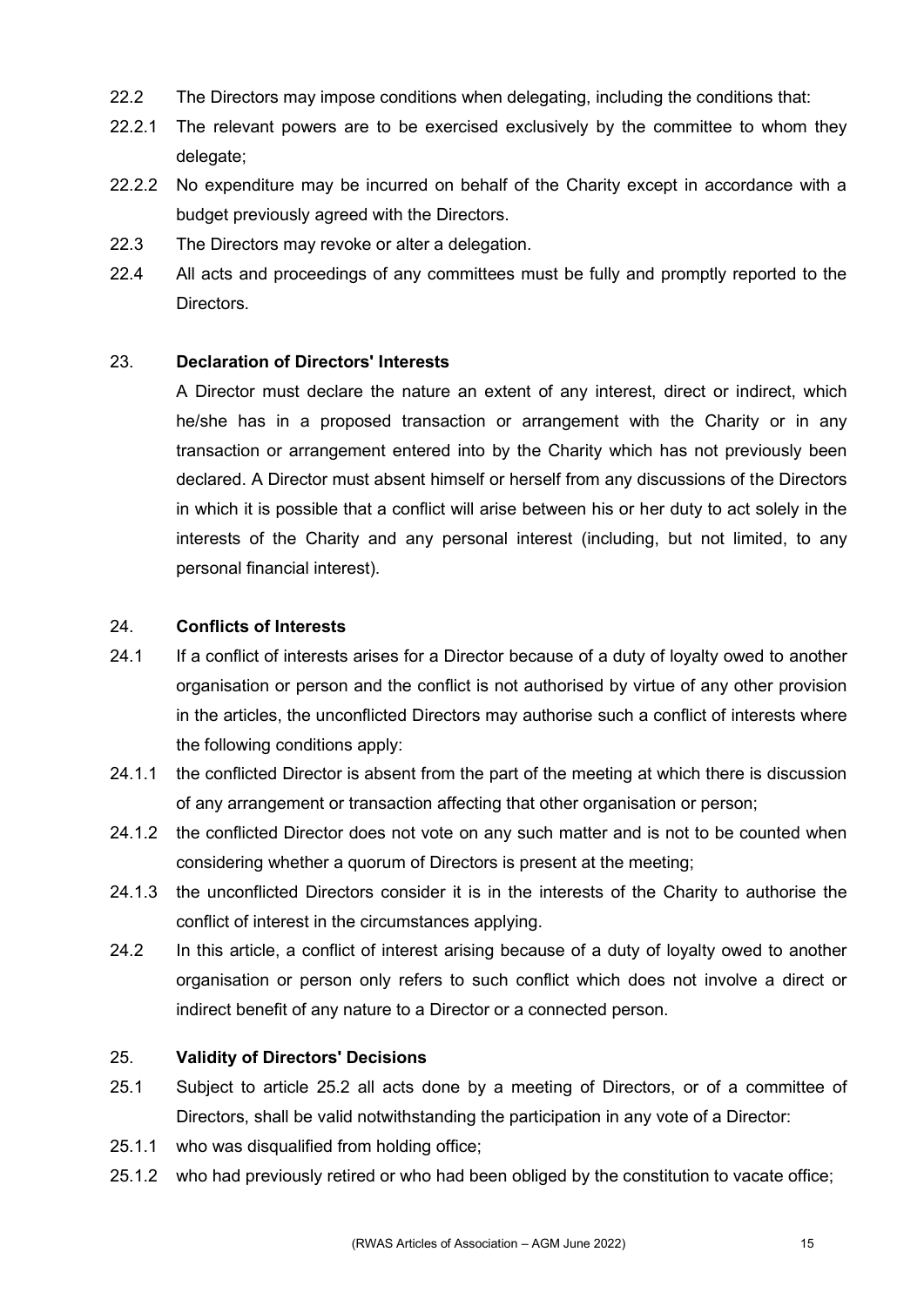22.2 The Directors may impose conditions when delegating, including the conditions that:

22.2.1 The relevant powers are to be exercised exclusively by the committee to whom they delegate;

22.2.2 No expenditure may be incurred on behalf of the Charity except in accordance with a budget previously agreed with the Directors.

22.3 The Directors may revoke or alter a delegation.

22.4 All acts and proceedings of any committees must be fully and promptly reported to the Directors.

## 23. Declaration of Directors' Interests

A Director must declare the nature an extent of any interest, direct or indirect, which he/she has in a proposed transaction or arrangement with the Charity or in any transaction or arrangement entered into by the Charity which has not previously been declared. A Director must absent himself or herself from any discussions of the Directors in which it is possible that a conflict will arise between his or her duty to act solely in the interests of the Charity and any personal interest (including, but not limited, to any personal financial interest).

## 24. Conflicts of Interests

24.1 If a conflict of interests arises for a Director because of a duty of loyalty owed to another organisation or person and the conflict is not authorised by virtue of any other provision in the articles, the unconflicted Directors may authorise such a conflict of interests where the following conditions apply:

24.1.1 the conflicted Director is absent from the part of the meeting at which there is discussion of any arrangement or transaction affecting that other organisation or person;

24.1.2 the conflicted Director does not vote on any such matter and is not to be counted when considering whether a quorum of Directors is present at the meeting;

24.1.3 the unconflicted Directors consider it is in the interests of the Charity to authorise the conflict of interest in the circumstances applying.

24.2 In this article, a conflict of interest arising because of a duty of loyalty owed to another organisation or person only refers to such conflict which does not involve a direct or indirect benefit of any nature to a Director or a connected person.

## 25. Validity of Directors' Decisions

25.1 Subject to article 25.2 all acts done by a meeting of Directors, or of a committee of Directors, shall be valid notwithstanding the participation in any vote of a Director:

25.1.1 who was disqualified from holding office;

25.1.2 who had previously retired or who had been obliged by the constitution to vacate office;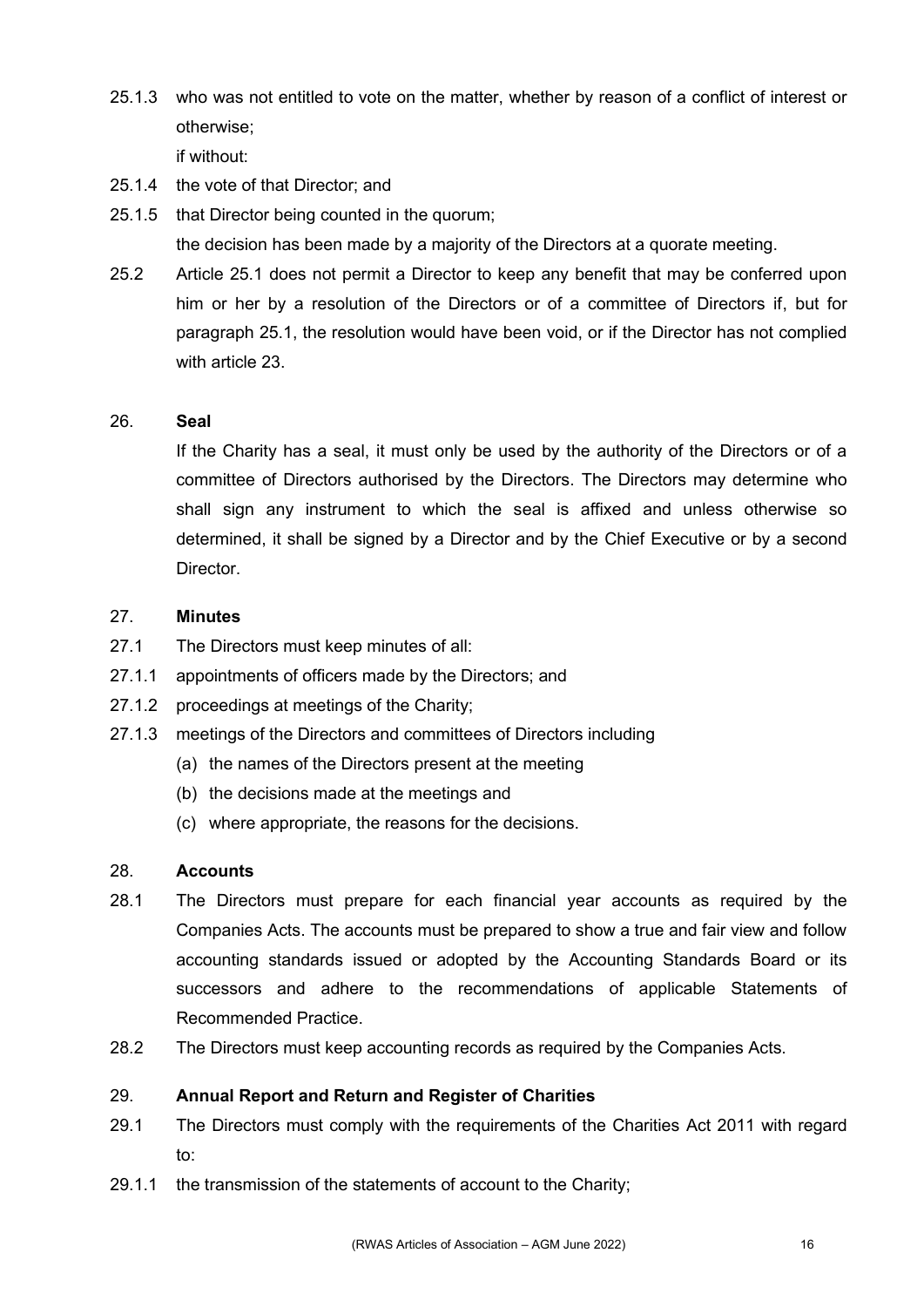25.1.3 who was not entitled to vote on the matter, whether by reason of a conflict of interest or otherwise;

if without:

25.1.4 the vote of that Director; and

25.1.5 that Director being counted in the quorum;

the decision has been made by a majority of the Directors at a quorate meeting.

25.2 Article 25.1 does not permit a Director to keep any benefit that may be conferred upon him or her by a resolution of the Directors or of a committee of Directors if, but for paragraph 25.1, the resolution would have been void, or if the Director has not complied with article 23.

## 26. Seal

If the Charity has a seal, it must only be used by the authority of the Directors or of a committee of Directors authorised by the Directors. The Directors may determine who shall sign any instrument to which the seal is affixed and unless otherwise so determined, it shall be signed by a Director and by the Chief Executive or by a second Director.

## 27. Minutes

27.1 The Directors must keep minutes of all:

27.1.1 appointments of officers made by the Directors; and

27.1.2 proceedings at meetings of the Charity;

27.1.3 meetings of the Directors and committees of Directors including

(a) the names of the Directors present at the meeting

(b) the decisions made at the meetings and

(c) where appropriate, the reasons for the decisions.

## 28. Accounts

28.1 The Directors must prepare for each financial year accounts as required by the Companies Acts. The accounts must be prepared to show a true and fair view and follow accounting standards issued or adopted by the Accounting Standards Board or its successors and adhere to the recommendations of applicable Statements of Recommended Practice.

28.2 The Directors must keep accounting records as required by the Companies Acts.

## 29. Annual Report and Return and Register of Charities

29.1 The Directors must comply with the requirements of the Charities Act 2011 with regard to:

29.1.1 the transmission of the statements of account to the Charity;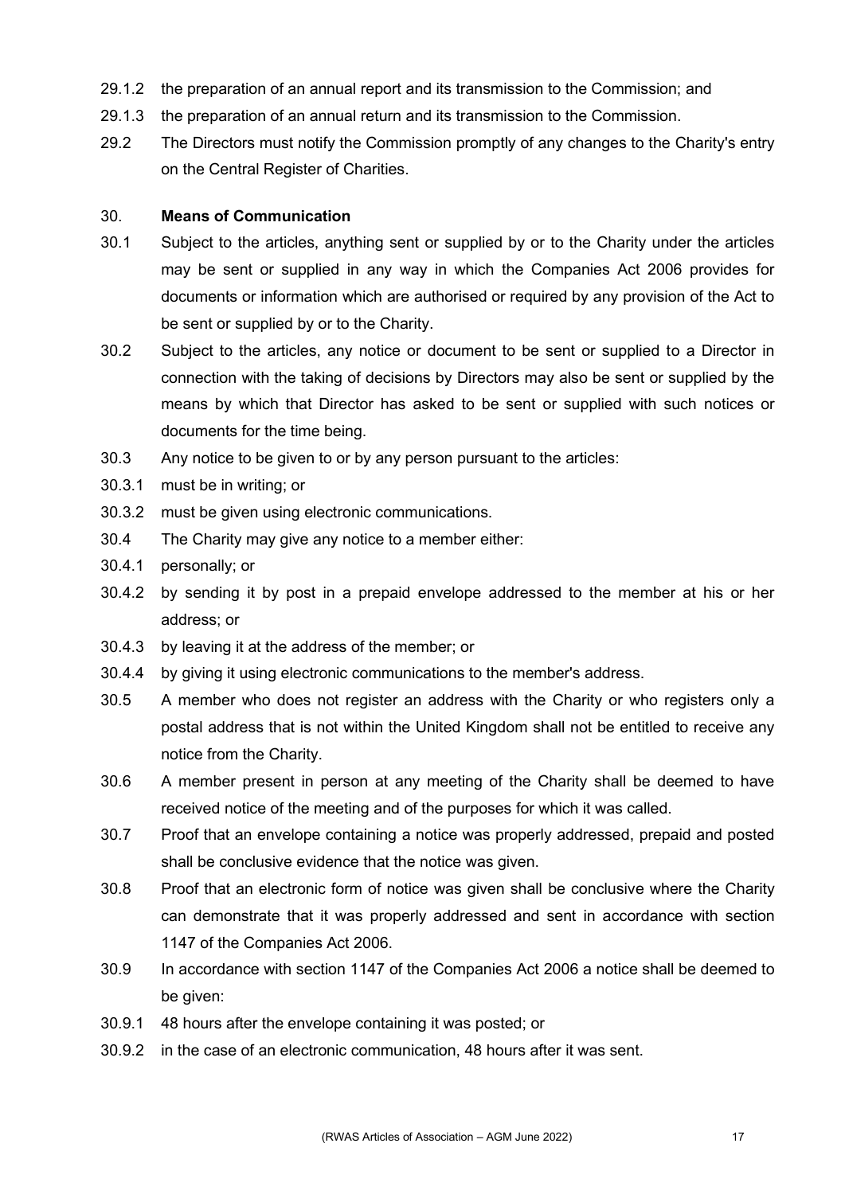29.1.2 the preparation of an annual report and its transmission to the Commission; and

29.1.3 the preparation of an annual return and its transmission to the Commission.

29.2 The Directors must notify the Commission promptly of any changes to the Charity's entry on the Central Register of Charities.

30. **Means of Communication**

30.1 Subject to the articles, anything sent or supplied by or to the Charity under the articles may be sent or supplied in any way in which the Companies Act 2006 provides for documents or information which are authorised or required by any provision of the Act to be sent or supplied by or to the Charity.

30.2 Subject to the articles, any notice or document to be sent or supplied to a Director in connection with the taking of decisions by Directors may also be sent or supplied by the means by which that Director has asked to be sent or supplied with such notices or documents for the time being.

30.3 Any notice to be given to or by any person pursuant to the articles:

30.3.1 must be in writing; or

30.3.2 must be given using electronic communications.

30.4 The Charity may give any notice to a member either:

30.4.1 personally; or

30.4.2 by sending it by post in a prepaid envelope addressed to the member at his or her address; or

30.4.3 by leaving it at the address of the member; or

30.4.4 by giving it using electronic communications to the member's address.

30.5 A member who does not register an address with the Charity or who registers only a postal address that is not within the United Kingdom shall not be entitled to receive any notice from the Charity.

30.6 A member present in person at any meeting of the Charity shall be deemed to have received notice of the meeting and of the purposes for which it was called.

30.7 Proof that an envelope containing a notice was properly addressed, prepaid and posted shall be conclusive evidence that the notice was given.

30.8 Proof that an electronic form of notice was given shall be conclusive where the Charity can demonstrate that it was properly addressed and sent in accordance with section 1147 of the Companies Act 2006.

30.9 In accordance with section 1147 of the Companies Act 2006 a notice shall be deemed to be given:

30.9.1 48 hours after the envelope containing it was posted; or

30.9.2 in the case of an electronic communication, 48 hours after it was sent.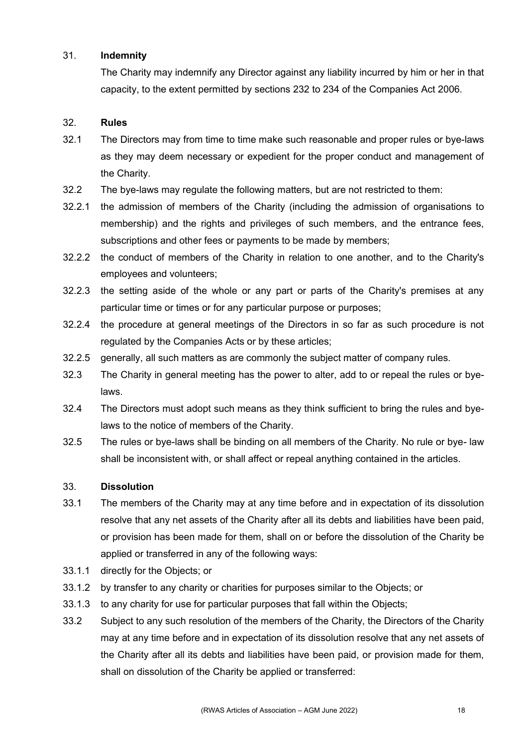## 31. Indemnity

The Charity may indemnify any Director against any liability incurred by him or her in that capacity, to the extent permitted by sections 232 to 234 of the Companies Act 2006.

## 32. Rules

32.1 The Directors may from time to time make such reasonable and proper rules or bye-laws as they may deem necessary or expedient for the proper conduct and management of the Charity.

32.2 The bye-laws may regulate the following matters, but are not restricted to them:

32.2.1 the admission of members of the Charity (including the admission of organisations to membership) and the rights and privileges of such members, and the entrance fees, subscriptions and other fees or payments to be made by members;

32.2.2 the conduct of members of the Charity in relation to one another, and to the Charity's employees and volunteers;

32.2.3 the setting aside of the whole or any part or parts of the Charity's premises at any particular time or times or for any particular purpose or purposes;

32.2.4 the procedure at general meetings of the Directors in so far as such procedure is not regulated by the Companies Acts or by these articles;

32.2.5 generally, all such matters as are commonly the subject matter of company rules.

32.3 The Charity in general meeting has the power to alter, add to or repeal the rules or bye-laws.

32.4 The Directors must adopt such means as they think sufficient to bring the rules and bye-laws to the notice of members of the Charity.

32.5 The rules or bye-laws shall be binding on all members of the Charity. No rule or bye- law shall be inconsistent with, or shall affect or repeal anything contained in the articles.

## 33. Dissolution

33.1 The members of the Charity may at any time before and in expectation of its dissolution resolve that any net assets of the Charity after all its debts and liabilities have been paid, or provision has been made for them, shall on or before the dissolution of the Charity be applied or transferred in any of the following ways:

33.1.1 directly for the Objects; or

33.1.2 by transfer to any charity or charities for purposes similar to the Objects; or

33.1.3 to any charity for use for particular purposes that fall within the Objects;

33.2 Subject to any such resolution of the members of the Charity, the Directors of the Charity may at any time before and in expectation of its dissolution resolve that any net assets of the Charity after all its debts and liabilities have been paid, or provision made for them, shall on dissolution of the Charity be applied or transferred: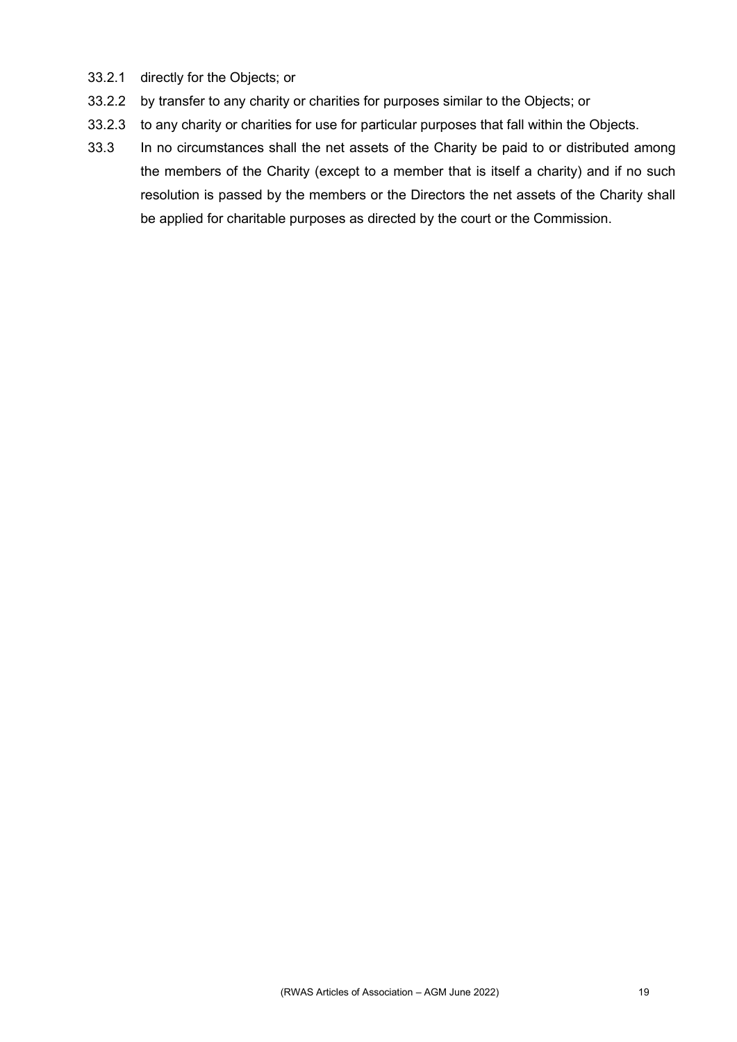33.2.1 directly for the Objects; or

33.2.2 by transfer to any charity or charities for purposes similar to the Objects; or

33.2.3 to any charity or charities for use for particular purposes that fall within the Objects.

33.3 In no circumstances shall the net assets of the Charity be paid to or distributed among the members of the Charity (except to a member that is itself a charity) and if no such resolution is passed by the members or the Directors the net assets of the Charity shall be applied for charitable purposes as directed by the court or the Commission.